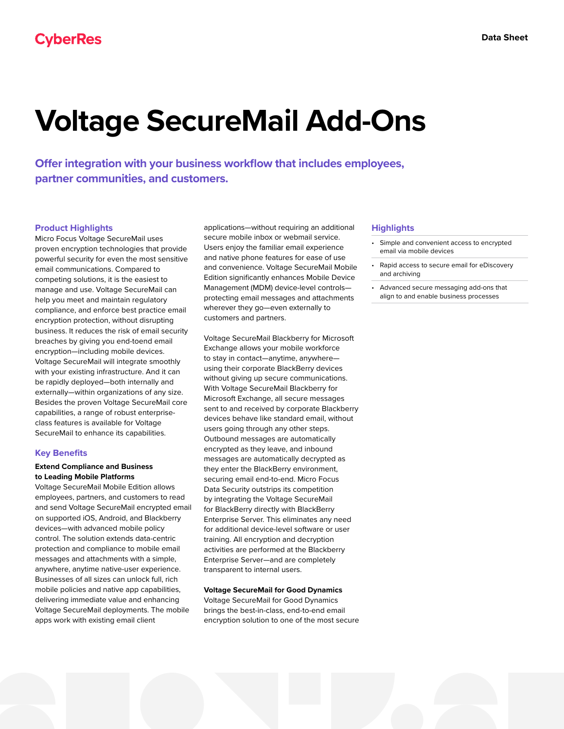CyberRes

Data Sheet

# Voltage SecureMail Add-Ons

**Offer integration with your business workflow that includes employees, partner communities, and customers.**

## Product Highlights

Micro Focus Voltage SecureMail uses proven encryption technologies that provide powerful security for even the most sensitive email communications. Compared to competing solutions, it is the easiest to manage and use. Voltage SecureMail can help you meet and maintain regulatory compliance, and enforce best practice email encryption protection, without disrupting business. It reduces the risk of email security breaches by giving you end-toend email encryption—including mobile devices. Voltage SecureMail will integrate smoothly with your existing infrastructure. And it can be rapidly deployed—both internally and externally—within organizations of any size. Besides the proven Voltage SecureMail core capabilities, a range of robust enterprise-class features is available for Voltage SecureMail to enhance its capabilities.

## Key Benefits

**Extend Compliance and Business to Leading Mobile Platforms**

Voltage SecureMail Mobile Edition allows employees, partners, and customers to read and send Voltage SecureMail encrypted email on supported iOS, Android, and Blackberry devices—with advanced mobile policy control. The solution extends data-centric protection and compliance to mobile email messages and attachments with a simple, anywhere, anytime native-user experience. Businesses of all sizes can unlock full, rich mobile policies and native app capabilities, delivering immediate value and enhancing Voltage SecureMail deployments. The mobile apps work with existing email client applications—without requiring an additional secure mobile inbox or webmail service. Users enjoy the familiar email experience and native phone features for ease of use and convenience. Voltage SecureMail Mobile Edition significantly enhances Mobile Device Management (MDM) device-level controls—protecting email messages and attachments wherever they go—even externally to customers and partners.

Voltage SecureMail Blackberry for Microsoft Exchange allows your mobile workforce to stay in contact—anytime, anywhere—using their corporate BlackBerry devices without giving up secure communications. With Voltage SecureMail Blackberry for Microsoft Exchange, all secure messages sent to and received by corporate Blackberry devices behave like standard email, without users going through any other steps. Outbound messages are automatically encrypted as they leave, and inbound messages are automatically decrypted as they enter the BlackBerry environment, securing email end-to-end. Micro Focus Data Security outstrips its competition by integrating the Voltage SecureMail for BlackBerry directly with BlackBerry Enterprise Server. This eliminates any need for additional device-level software or user training. All encryption and decryption activities are performed at the Blackberry Enterprise Server—and are completely transparent to internal users.

**Voltage SecureMail for Good Dynamics**

Voltage SecureMail for Good Dynamics brings the best-in-class, end-to-end email encryption solution to one of the most secure

## Highlights

- Simple and convenient access to encrypted email via mobile devices
- Rapid access to secure email for eDiscovery and archiving
- Advanced secure messaging add-ons that align to and enable business processes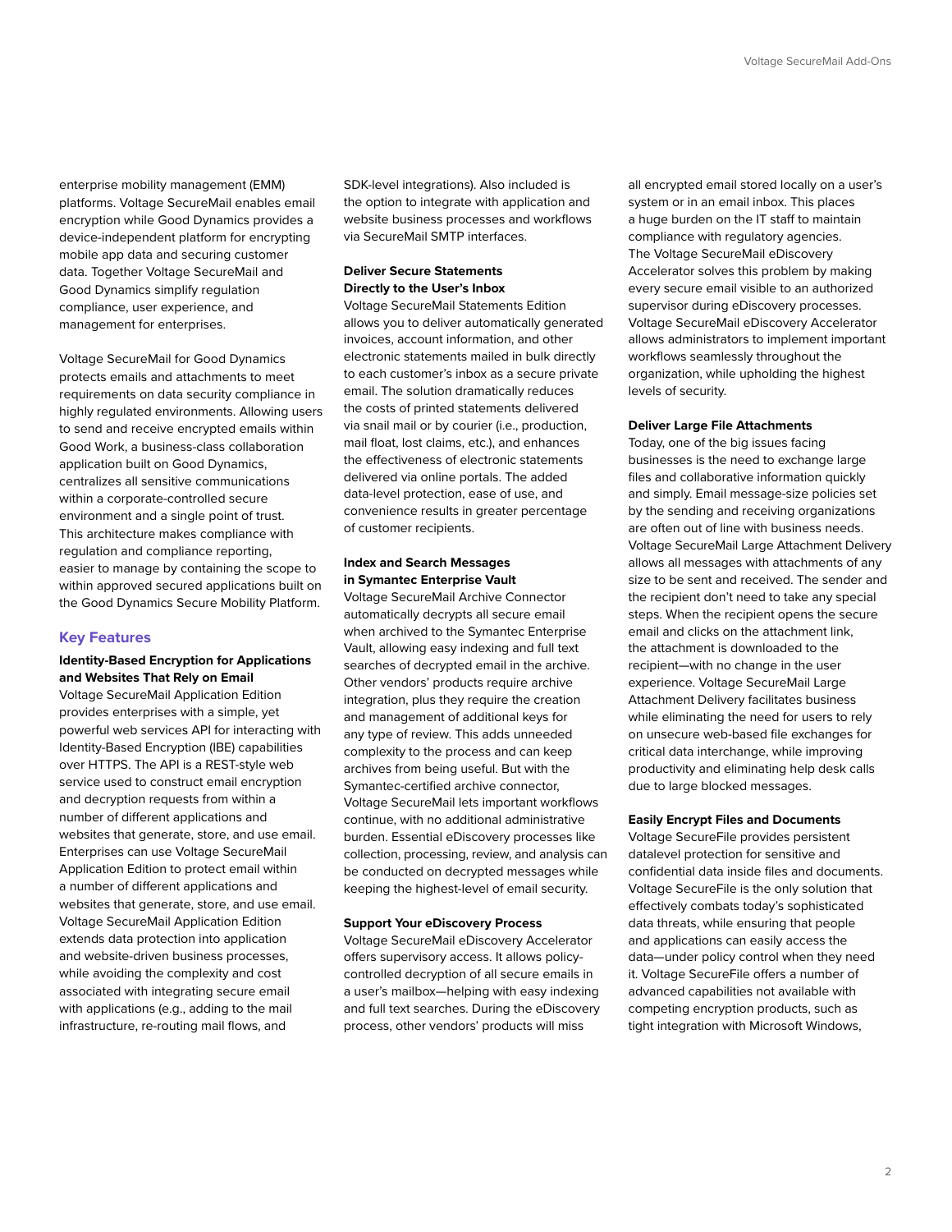enterprise mobility management (EMM) platforms. Voltage SecureMail enables email encryption while Good Dynamics provides a device-independent platform for encrypting mobile app data and securing customer data. Together Voltage SecureMail and Good Dynamics simplify regulation compliance, user experience, and management for enterprises.

Voltage SecureMail for Good Dynamics protects emails and attachments to meet requirements on data security compliance in highly regulated environments. Allowing users to send and receive encrypted emails within Good Work, a business-class collaboration application built on Good Dynamics, centralizes all sensitive communications within a corporate-controlled secure environment and a single point of trust. This architecture makes compliance with regulation and compliance reporting, easier to manage by containing the scope to within approved secured applications built on the Good Dynamics Secure Mobility Platform.

## Key Features

**Identity-Based Encryption for Applications and Websites That Rely on Email**
Voltage SecureMail Application Edition provides enterprises with a simple, yet powerful web services API for interacting with Identity-Based Encryption (IBE) capabilities over HTTPS. The API is a REST-style web service used to construct email encryption and decryption requests from within a number of different applications and websites that generate, store, and use email. Enterprises can use Voltage SecureMail Application Edition to protect email within a number of different applications and websites that generate, store, and use email. Voltage SecureMail Application Edition extends data protection into application and website-driven business processes, while avoiding the complexity and cost associated with integrating secure email with applications (e.g., adding to the mail infrastructure, re-routing mail flows, and SDK-level integrations). Also included is the option to integrate with application and website business processes and workflows via SecureMail SMTP interfaces.

**Deliver Secure Statements Directly to the User's Inbox**
Voltage SecureMail Statements Edition allows you to deliver automatically generated invoices, account information, and other electronic statements mailed in bulk directly to each customer's inbox as a secure private email. The solution dramatically reduces the costs of printed statements delivered via snail mail or by courier (i.e., production, mail float, lost claims, etc.), and enhances the effectiveness of electronic statements delivered via online portals. The added data-level protection, ease of use, and convenience results in greater percentage of customer recipients.

**Index and Search Messages in Symantec Enterprise Vault**
Voltage SecureMail Archive Connector automatically decrypts all secure email when archived to the Symantec Enterprise Vault, allowing easy indexing and full text searches of decrypted email in the archive. Other vendors' products require archive integration, plus they require the creation and management of additional keys for any type of review. This adds unneeded complexity to the process and can keep archives from being useful. But with the Symantec-certified archive connector, Voltage SecureMail lets important workflows continue, with no additional administrative burden. Essential eDiscovery processes like collection, processing, review, and analysis can be conducted on decrypted messages while keeping the highest-level of email security.

**Support Your eDiscovery Process**
Voltage SecureMail eDiscovery Accelerator offers supervisory access. It allows policy-controlled decryption of all secure emails in a user's mailbox—helping with easy indexing and full text searches. During the eDiscovery process, other vendors' products will miss all encrypted email stored locally on a user's system or in an email inbox. This places a huge burden on the IT staff to maintain compliance with regulatory agencies. The Voltage SecureMail eDiscovery Accelerator solves this problem by making every secure email visible to an authorized supervisor during eDiscovery processes. Voltage SecureMail eDiscovery Accelerator allows administrators to implement important workflows seamlessly throughout the organization, while upholding the highest levels of security.

**Deliver Large File Attachments**
Today, one of the big issues facing businesses is the need to exchange large files and collaborative information quickly and simply. Email message-size policies set by the sending and receiving organizations are often out of line with business needs. Voltage SecureMail Large Attachment Delivery allows all messages with attachments of any size to be sent and received. The sender and the recipient don't need to take any special steps. When the recipient opens the secure email and clicks on the attachment link, the attachment is downloaded to the recipient—with no change in the user experience. Voltage SecureMail Large Attachment Delivery facilitates business while eliminating the need for users to rely on unsecure web-based file exchanges for critical data interchange, while improving productivity and eliminating help desk calls due to large blocked messages.

**Easily Encrypt Files and Documents**
Voltage SecureFile provides persistent datalevel protection for sensitive and confidential data inside files and documents. Voltage SecureFile is the only solution that effectively combats today's sophisticated data threats, while ensuring that people and applications can easily access the data—under policy control when they need it. Voltage SecureFile offers a number of advanced capabilities not available with competing encryption products, such as tight integration with Microsoft Windows,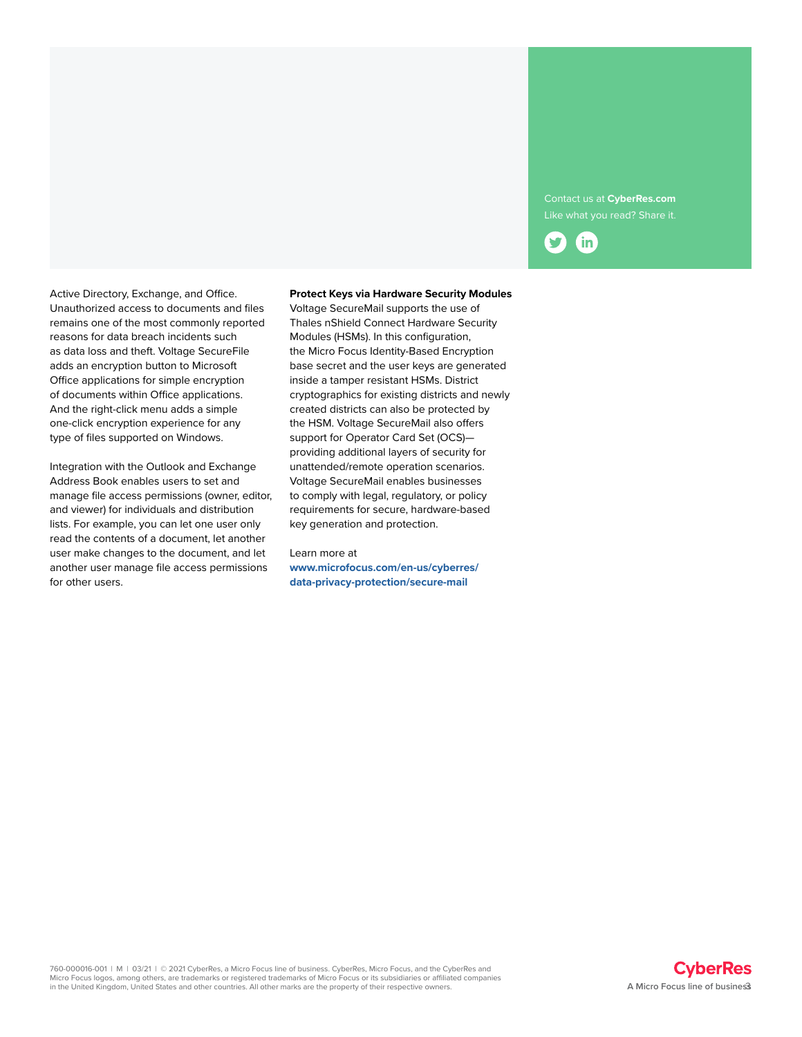Active Directory, Exchange, and Office. Unauthorized access to documents and files remains one of the most commonly reported reasons for data breach incidents such as data loss and theft. Voltage SecureFile adds an encryption button to Microsoft Office applications for simple encryption of documents within Office applications. And the right-click menu adds a simple one-click encryption experience for any type of files supported on Windows.

Integration with the Outlook and Exchange Address Book enables users to set and manage file access permissions (owner, editor, and viewer) for individuals and distribution lists. For example, you can let one user only read the contents of a document, let another user make changes to the document, and let another user manage file access permissions for other users.

**Protect Keys via Hardware Security Modules**

Voltage SecureMail supports the use of Thales nShield Connect Hardware Security Modules (HSMs). In this configuration, the Micro Focus Identity-Based Encryption base secret and the user keys are generated inside a tamper resistant HSMs. District cryptographics for existing districts and newly created districts can also be protected by the HSM. Voltage SecureMail also offers support for Operator Card Set (OCS)—providing additional layers of security for unattended/remote operation scenarios. Voltage SecureMail enables businesses to comply with legal, regulatory, or policy requirements for secure, hardware-based key generation and protection.

Learn more at
**www.microfocus.com/en-us/cyberres/data-privacy-protection/secure-mail**

Contact us at **CyberRes.com**
Like what you read? Share it.

760-000016-001 | M | 03/21 | © 2021 CyberRes, a Micro Focus line of business. CyberRes, Micro Focus, and the CyberRes and Micro Focus logos, among others, are trademarks or registered trademarks of Micro Focus or its subsidiaries or affiliated companies in the United Kingdom, United States and other countries. All other marks are the property of their respective owners.

CyberRes
A Micro Focus line of business